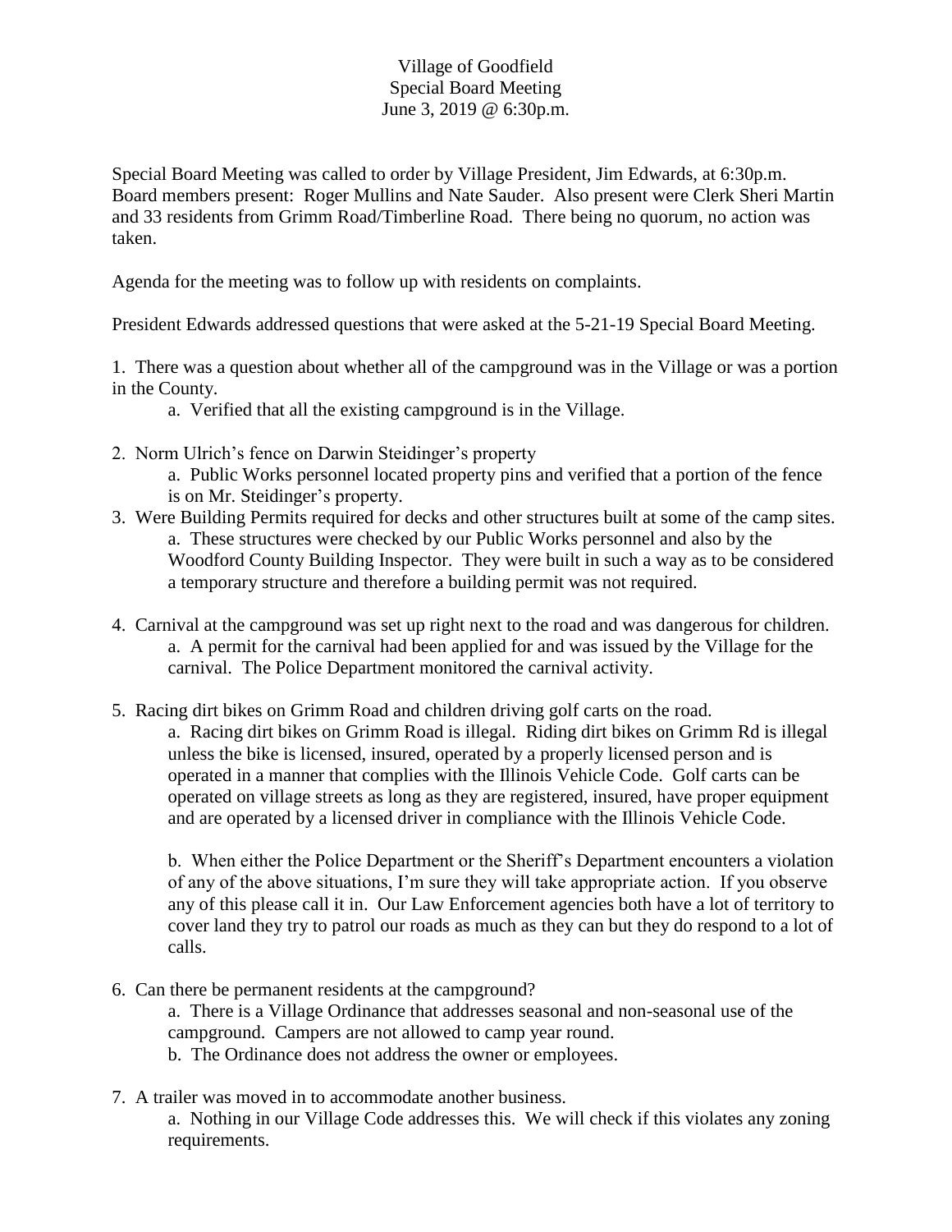# Village of Goodfield
## Special Board Meeting
## June 3, 2019 @ 6:30p.m.

Special Board Meeting was called to order by Village President, Jim Edwards, at 6:30p.m. Board members present: Roger Mullins and Nate Sauder. Also present were Clerk Sheri Martin and 33 residents from Grimm Road/Timberline Road. There being no quorum, no action was taken.

Agenda for the meeting was to follow up with residents on complaints.

President Edwards addressed questions that were asked at the 5-21-19 Special Board Meeting.

1. There was a question about whether all of the campground was in the Village or was a portion in the County.
   a. Verified that all the existing campground is in the Village.

2. Norm Ulrich's fence on Darwin Steidinger's property
   a. Public Works personnel located property pins and verified that a portion of the fence is on Mr. Steidinger's property.
3. Were Building Permits required for decks and other structures built at some of the camp sites.
   a. These structures were checked by our Public Works personnel and also by the Woodford County Building Inspector. They were built in such a way as to be considered a temporary structure and therefore a building permit was not required.

4. Carnival at the campground was set up right next to the road and was dangerous for children.
   a. A permit for the carnival had been applied for and was issued by the Village for the carnival. The Police Department monitored the carnival activity.

5. Racing dirt bikes on Grimm Road and children driving golf carts on the road.
   a. Racing dirt bikes on Grimm Road is illegal. Riding dirt bikes on Grimm Rd is illegal unless the bike is licensed, insured, operated by a properly licensed person and is operated in a manner that complies with the Illinois Vehicle Code. Golf carts can be operated on village streets as long as they are registered, insured, have proper equipment and are operated by a licensed driver in compliance with the Illinois Vehicle Code.

   b. When either the Police Department or the Sheriff's Department encounters a violation of any of the above situations, I'm sure they will take appropriate action. If you observe any of this please call it in. Our Law Enforcement agencies both have a lot of territory to cover land they try to patrol our roads as much as they can but they do respond to a lot of calls.

6. Can there be permanent residents at the campground?
   a. There is a Village Ordinance that addresses seasonal and non-seasonal use of the campground. Campers are not allowed to camp year round.
   b. The Ordinance does not address the owner or employees.

7. A trailer was moved in to accommodate another business.
   a. Nothing in our Village Code addresses this. We will check if this violates any zoning requirements.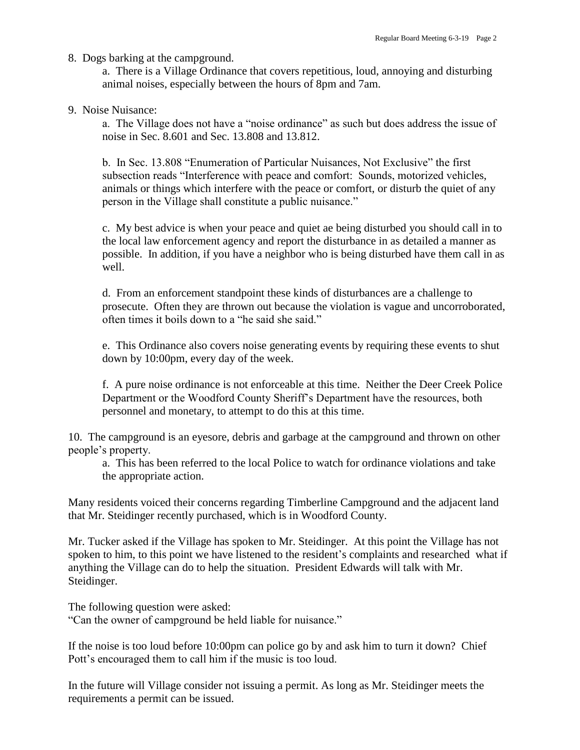8. Dogs barking at the campground.
   a. There is a Village Ordinance that covers repetitious, loud, annoying and disturbing animal noises, especially between the hours of 8pm and 7am.

9. Noise Nuisance:
   a. The Village does not have a "noise ordinance" as such but does address the issue of noise in Sec. 8.601 and Sec. 13.808 and 13.812.

   b. In Sec. 13.808 "Enumeration of Particular Nuisances, Not Exclusive" the first subsection reads "Interference with peace and comfort: Sounds, motorized vehicles, animals or things which interfere with the peace or comfort, or disturb the quiet of any person in the Village shall constitute a public nuisance."

   c. My best advice is when your peace and quiet ae being disturbed you should call in to the local law enforcement agency and report the disturbance in as detailed a manner as possible. In addition, if you have a neighbor who is being disturbed have them call in as well.

   d. From an enforcement standpoint these kinds of disturbances are a challenge to prosecute. Often they are thrown out because the violation is vague and uncorroborated, often times it boils down to a "he said she said."

   e. This Ordinance also covers noise generating events by requiring these events to shut down by 10:00pm, every day of the week.

   f. A pure noise ordinance is not enforceable at this time. Neither the Deer Creek Police Department or the Woodford County Sheriff's Department have the resources, both personnel and monetary, to attempt to do this at this time.

10. The campground is an eyesore, debris and garbage at the campground and thrown on other people's property.
    a. This has been referred to the local Police to watch for ordinance violations and take the appropriate action.

Many residents voiced their concerns regarding Timberline Campground and the adjacent land that Mr. Steidinger recently purchased, which is in Woodford County.

Mr. Tucker asked if the Village has spoken to Mr. Steidinger. At this point the Village has not spoken to him, to this point we have listened to the resident's complaints and researched what if anything the Village can do to help the situation. President Edwards will talk with Mr. Steidinger.

The following question were asked:
"Can the owner of campground be held liable for nuisance."

If the noise is too loud before 10:00pm can police go by and ask him to turn it down? Chief Pott's encouraged them to call him if the music is too loud.

In the future will Village consider not issuing a permit. As long as Mr. Steidinger meets the requirements a permit can be issued.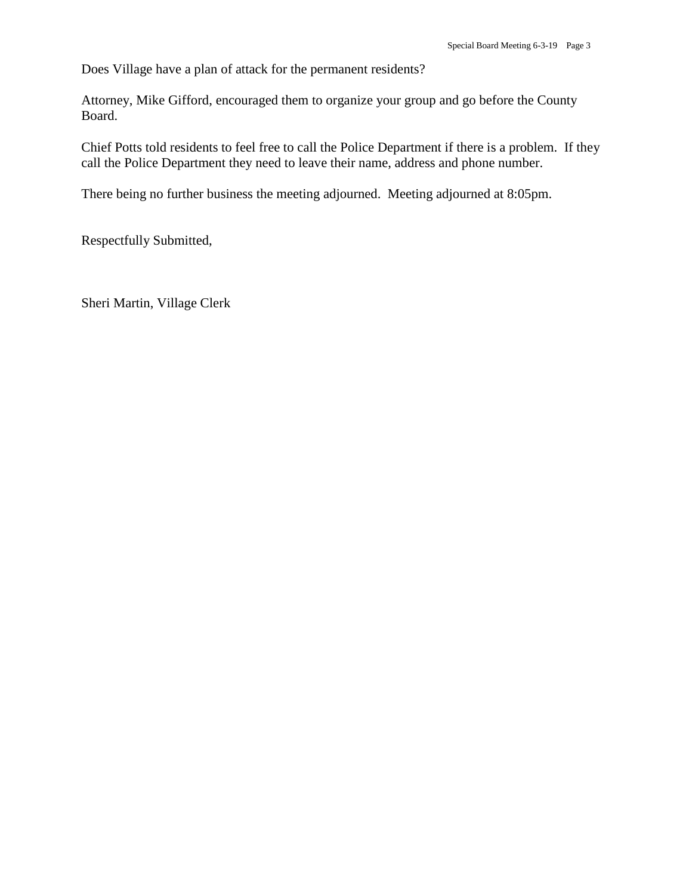Does Village have a plan of attack for the permanent residents?

Attorney, Mike Gifford, encouraged them to organize your group and go before the County Board.

Chief Potts told residents to feel free to call the Police Department if there is a problem. If they call the Police Department they need to leave their name, address and phone number.

There being no further business the meeting adjourned. Meeting adjourned at 8:05pm.

Respectfully Submitted,

Sheri Martin, Village Clerk